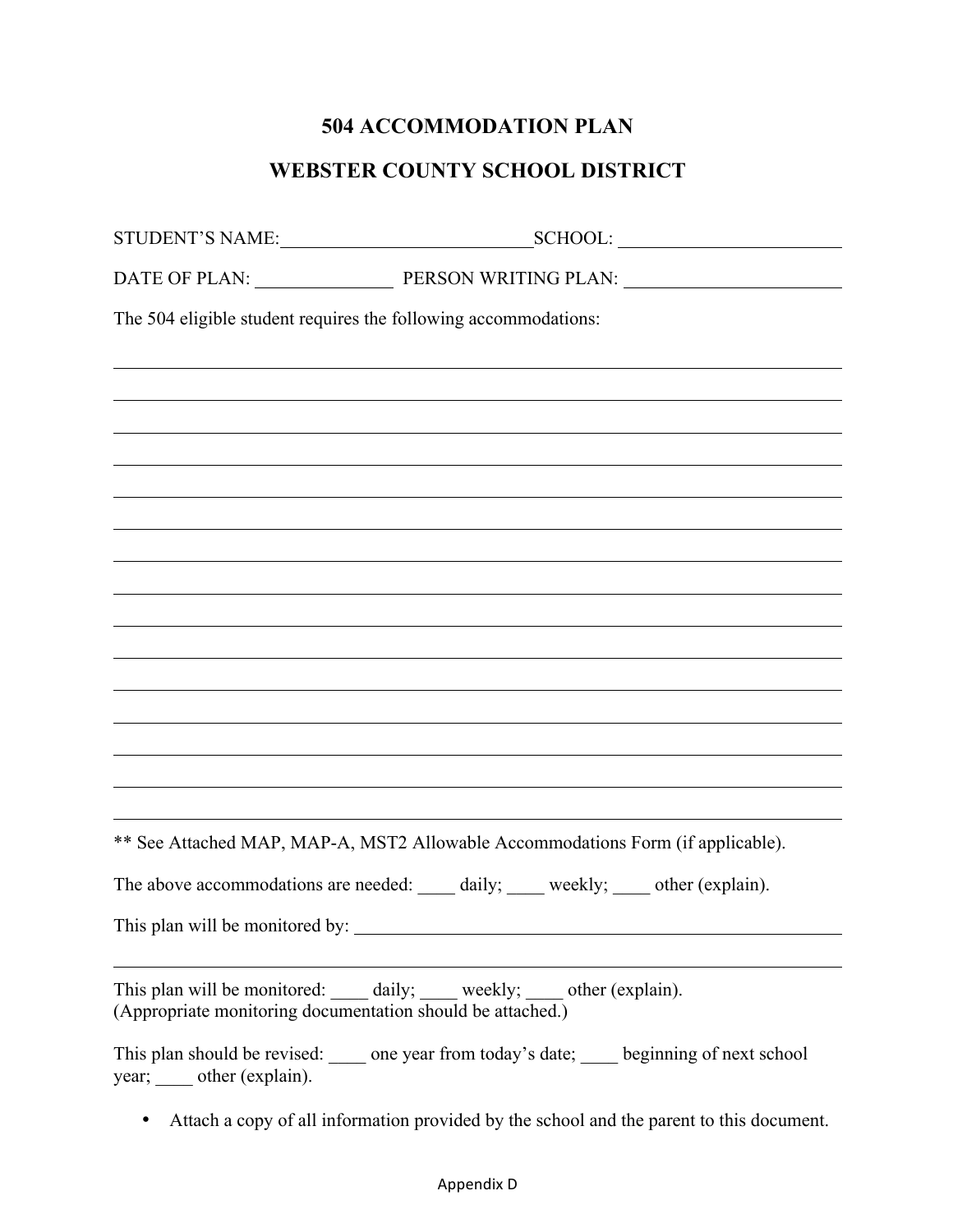# 504 ACCOMMODATION PLAN

# WEBSTER COUNTY SCHOOL DISTRICT

STUDENT'S NAME:\_\_\_\_\_\_\_\_\_\_\_\_\_\_\_\_\_\_\_\_\_\_\_\_\_\_\_\_SCHOOL: \_\_\_\_\_\_\_\_\_\_\_\_\_\_\_\_\_\_\_\_\_\_\_\_\_\_

DATE OF PLAN: \_\_\_\_\_\_\_\_\_\_\_\_\_\_\_\_ PERSON WRITING PLAN: \_\_\_\_\_\_\_\_\_\_\_\_\_\_\_\_\_\_\_\_\_\_\_\_\_\_

The 504 eligible student requires the following accommodations:

\_\_\_\_\_\_\_\_\_\_\_\_\_\_\_\_\_\_\_\_\_\_\_\_\_\_\_\_\_\_\_\_\_\_\_\_\_\_\_\_\_\_\_\_\_\_\_\_\_\_\_\_\_\_\_\_\_\_\_\_\_\_\_\_\_\_\_\_\_\_\_\_\_\_\_\_

\_\_\_\_\_\_\_\_\_\_\_\_\_\_\_\_\_\_\_\_\_\_\_\_\_\_\_\_\_\_\_\_\_\_\_\_\_\_\_\_\_\_\_\_\_\_\_\_\_\_\_\_\_\_\_\_\_\_\_\_\_\_\_\_\_\_\_\_\_\_\_\_\_\_\_\_

\_\_\_\_\_\_\_\_\_\_\_\_\_\_\_\_\_\_\_\_\_\_\_\_\_\_\_\_\_\_\_\_\_\_\_\_\_\_\_\_\_\_\_\_\_\_\_\_\_\_\_\_\_\_\_\_\_\_\_\_\_\_\_\_\_\_\_\_\_\_\_\_\_\_\_\_

\_\_\_\_\_\_\_\_\_\_\_\_\_\_\_\_\_\_\_\_\_\_\_\_\_\_\_\_\_\_\_\_\_\_\_\_\_\_\_\_\_\_\_\_\_\_\_\_\_\_\_\_\_\_\_\_\_\_\_\_\_\_\_\_\_\_\_\_\_\_\_\_\_\_\_\_

\_\_\_\_\_\_\_\_\_\_\_\_\_\_\_\_\_\_\_\_\_\_\_\_\_\_\_\_\_\_\_\_\_\_\_\_\_\_\_\_\_\_\_\_\_\_\_\_\_\_\_\_\_\_\_\_\_\_\_\_\_\_\_\_\_\_\_\_\_\_\_\_\_\_\_\_

\_\_\_\_\_\_\_\_\_\_\_\_\_\_\_\_\_\_\_\_\_\_\_\_\_\_\_\_\_\_\_\_\_\_\_\_\_\_\_\_\_\_\_\_\_\_\_\_\_\_\_\_\_\_\_\_\_\_\_\_\_\_\_\_\_\_\_\_\_\_\_\_\_\_\_\_

\_\_\_\_\_\_\_\_\_\_\_\_\_\_\_\_\_\_\_\_\_\_\_\_\_\_\_\_\_\_\_\_\_\_\_\_\_\_\_\_\_\_\_\_\_\_\_\_\_\_\_\_\_\_\_\_\_\_\_\_\_\_\_\_\_\_\_\_\_\_\_\_\_\_\_\_

\_\_\_\_\_\_\_\_\_\_\_\_\_\_\_\_\_\_\_\_\_\_\_\_\_\_\_\_\_\_\_\_\_\_\_\_\_\_\_\_\_\_\_\_\_\_\_\_\_\_\_\_\_\_\_\_\_\_\_\_\_\_\_\_\_\_\_\_\_\_\_\_\_\_\_\_

\_\_\_\_\_\_\_\_\_\_\_\_\_\_\_\_\_\_\_\_\_\_\_\_\_\_\_\_\_\_\_\_\_\_\_\_\_\_\_\_\_\_\_\_\_\_\_\_\_\_\_\_\_\_\_\_\_\_\_\_\_\_\_\_\_\_\_\_\_\_\_\_\_\_\_\_

\_\_\_\_\_\_\_\_\_\_\_\_\_\_\_\_\_\_\_\_\_\_\_\_\_\_\_\_\_\_\_\_\_\_\_\_\_\_\_\_\_\_\_\_\_\_\_\_\_\_\_\_\_\_\_\_\_\_\_\_\_\_\_\_\_\_\_\_\_\_\_\_\_\_\_\_

\_\_\_\_\_\_\_\_\_\_\_\_\_\_\_\_\_\_\_\_\_\_\_\_\_\_\_\_\_\_\_\_\_\_\_\_\_\_\_\_\_\_\_\_\_\_\_\_\_\_\_\_\_\_\_\_\_\_\_\_\_\_\_\_\_\_\_\_\_\_\_\_\_\_\_\_

\_\_\_\_\_\_\_\_\_\_\_\_\_\_\_\_\_\_\_\_\_\_\_\_\_\_\_\_\_\_\_\_\_\_\_\_\_\_\_\_\_\_\_\_\_\_\_\_\_\_\_\_\_\_\_\_\_\_\_\_\_\_\_\_\_\_\_\_\_\_\_\_\_\_\_\_

\_\_\_\_\_\_\_\_\_\_\_\_\_\_\_\_\_\_\_\_\_\_\_\_\_\_\_\_\_\_\_\_\_\_\_\_\_\_\_\_\_\_\_\_\_\_\_\_\_\_\_\_\_\_\_\_\_\_\_\_\_\_\_\_\_\_\_\_\_\_\_\_\_\_\_\_

\_\_\_\_\_\_\_\_\_\_\_\_\_\_\_\_\_\_\_\_\_\_\_\_\_\_\_\_\_\_\_\_\_\_\_\_\_\_\_\_\_\_\_\_\_\_\_\_\_\_\_\_\_\_\_\_\_\_\_\_\_\_\_\_\_\_\_\_\_\_\_\_\_\_\_\_

\_\_\_\_\_\_\_\_\_\_\_\_\_\_\_\_\_\_\_\_\_\_\_\_\_\_\_\_\_\_\_\_\_\_\_\_\_\_\_\_\_\_\_\_\_\_\_\_\_\_\_\_\_\_\_\_\_\_\_\_\_\_\_\_\_\_\_\_\_\_\_\_\_\_\_\_

** See Attached MAP, MAP-A, MST2 Allowable Accommodations Form (if applicable).

The above accommodations are needed: \_\_\_\_ daily; \_\_\_\_ weekly; \_\_\_\_ other (explain).

This plan will be monitored by: \_\_\_\_\_\_\_\_\_\_\_\_\_\_\_\_\_\_\_\_\_\_\_\_\_\_\_\_\_\_\_\_\_\_\_\_\_\_\_\_\_\_\_\_\_\_\_\_\_\_\_\_\_\_

\_\_\_\_\_\_\_\_\_\_\_\_\_\_\_\_\_\_\_\_\_\_\_\_\_\_\_\_\_\_\_\_\_\_\_\_\_\_\_\_\_\_\_\_\_\_\_\_\_\_\_\_\_\_\_\_\_\_\_\_\_\_\_\_\_\_\_\_\_\_\_\_\_\_\_\_

This plan will be monitored: \_\_\_\_ daily; \_\_\_\_ weekly; \_\_\_\_ other (explain).
(Appropriate monitoring documentation should be attached.)

This plan should be revised: \_\_\_\_ one year from today's date; \_\_\_\_ beginning of next school year; \_\_\_\_ other (explain).

- Attach a copy of all information provided by the school and the parent to this document.

Appendix D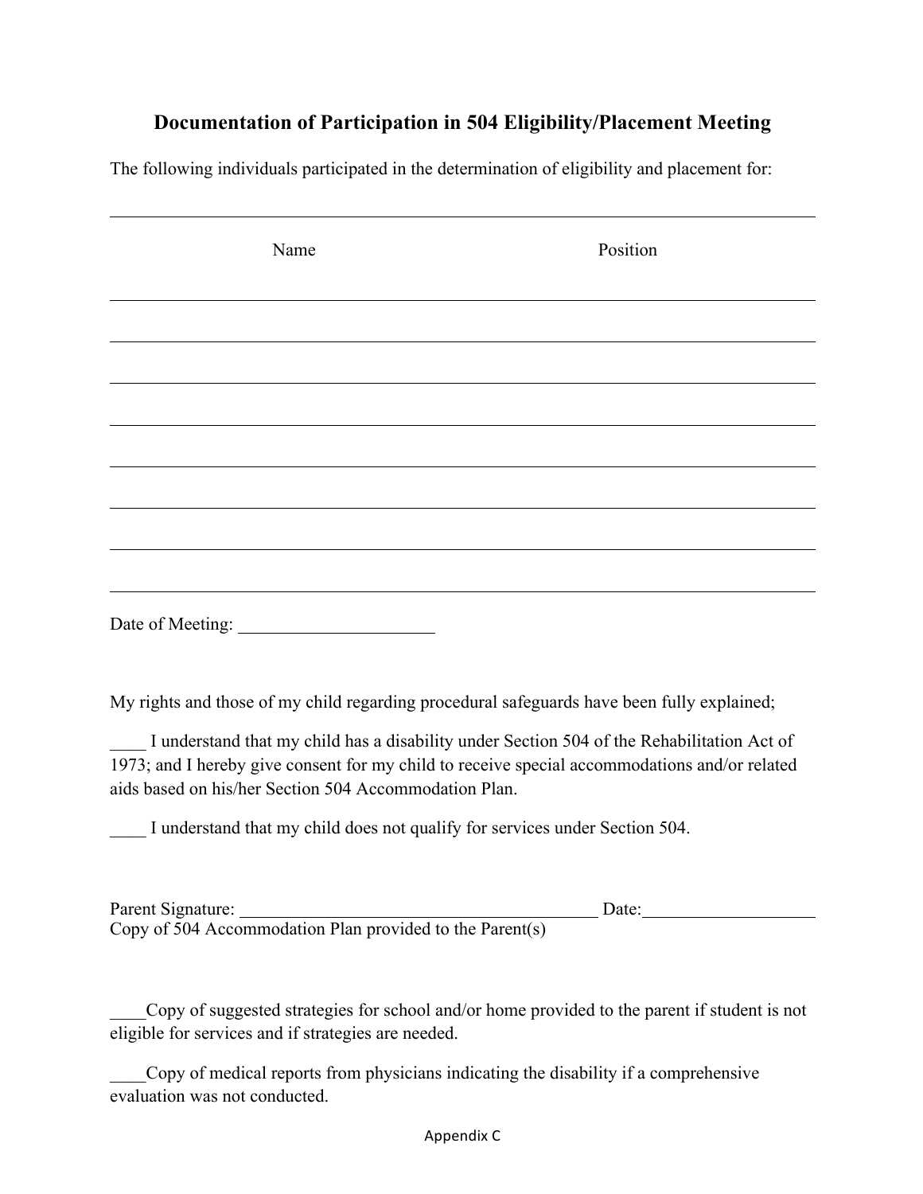## Documentation of Participation in 504 Eligibility/Placement Meeting

The following individuals participated in the determination of eligibility and placement for:

______________________________________________________________________

| Name | Position |
| --- | --- |
| | |
| | |
| | |
| | |
| | |
| | |
| | |

Date of Meeting: ______________________

My rights and those of my child regarding procedural safeguards have been fully explained;

____ I understand that my child has a disability under Section 504 of the Rehabilitation Act of 1973; and I hereby give consent for my child to receive special accommodations and/or related aids based on his/her Section 504 Accommodation Plan.

____ I understand that my child does not qualify for services under Section 504.

Parent Signature: ________________________________________ Date:___________________
Copy of 504 Accommodation Plan provided to the Parent(s)

____Copy of suggested strategies for school and/or home provided to the parent if student is not eligible for services and if strategies are needed.

____Copy of medical reports from physicians indicating the disability if a comprehensive evaluation was not conducted.

Appendix C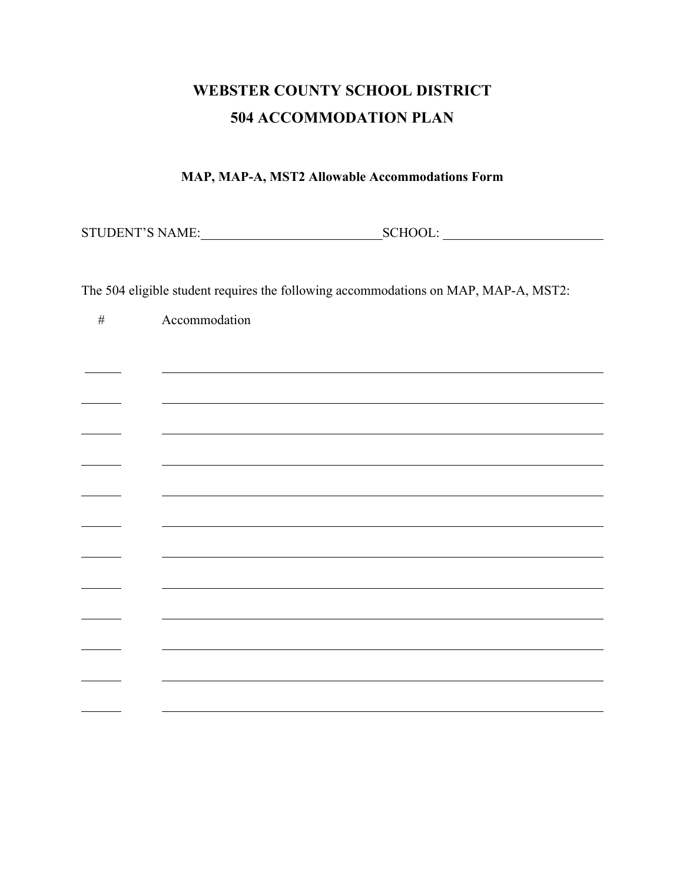# WEBSTER COUNTY SCHOOL DISTRICT

# 504 ACCOMMODATION PLAN

**MAP, MAP-A, MST2 Allowable Accommodations Form**

STUDENT'S NAME:\_\_\_\_\_\_\_\_\_\_\_\_\_\_\_\_\_\_\_\_\_\_\_\_\_\_\_\_ SCHOOL: \_\_\_\_\_\_\_\_\_\_\_\_\_\_\_\_\_\_\_\_\_\_\_\_\_\_

The 504 eligible student requires the following accommodations on MAP, MAP-A, MST2:

| # | Accommodation |
|---|---|
| | |
| | |
| | |
| | |
| | |
| | |
| | |
| | |
| | |
| | |
| | |
| | |